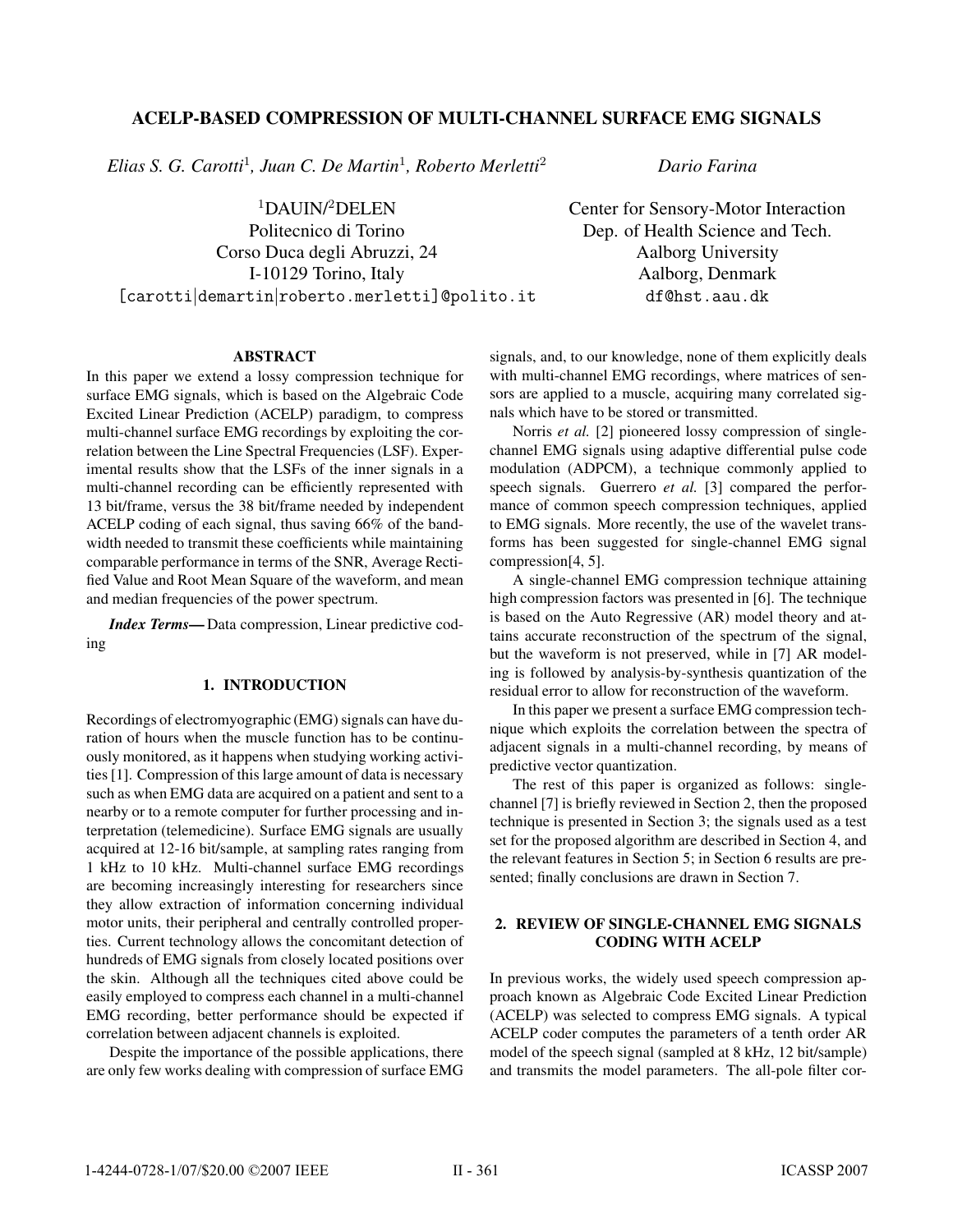# ACELP-BASED COMPRESSION OF MULTI-CHANNEL SURFACE EMG SIGNALS

*Elias S. G. Carotti*[1], *Juan C. De Martin*[1], *Roberto Merletti*[2]

[1]DAUIN/[2]DELEN
Politecnico di Torino
Corso Duca degli Abruzzi, 24
I-10129 Torino, Italy
[carotti|demartin|roberto.merletti]@polito.it

*Dario Farina*

Center for Sensory-Motor Interaction
Dep. of Health Science and Tech.
Aalborg University
Aalborg, Denmark
df@hst.aau.dk

## ABSTRACT

In this paper we extend a lossy compression technique for surface EMG signals, which is based on the Algebraic Code Excited Linear Prediction (ACELP) paradigm, to compress multi-channel surface EMG recordings by exploiting the correlation between the Line Spectral Frequencies (LSF). Experimental results show that the LSFs of the inner signals in a multi-channel recording can be efficiently represented with 13 bit/frame, versus the 38 bit/frame needed by independent ACELP coding of each signal, thus saving 66% of the bandwidth needed to transmit these coefficients while maintaining comparable performance in terms of the SNR, Average Rectified Value and Root Mean Square of the waveform, and mean and median frequencies of the power spectrum.

***Index Terms*—** Data compression, Linear predictive coding

## 1. INTRODUCTION

Recordings of electromyographic (EMG) signals can have duration of hours when the muscle function has to be continuously monitored, as it happens when studying working activities [1]. Compression of this large amount of data is necessary such as when EMG data are acquired on a patient and sent to a nearby or to a remote computer for further processing and interpretation (telemedicine). Surface EMG signals are usually acquired at 12-16 bit/sample, at sampling rates ranging from 1 kHz to 10 kHz. Multi-channel surface EMG recordings are becoming increasingly interesting for researchers since they allow extraction of information concerning individual motor units, their peripheral and centrally controlled properties. Current technology allows the concomitant detection of hundreds of EMG signals from closely located positions over the skin. Although all the techniques cited above could be easily employed to compress each channel in a multi-channel EMG recording, better performance should be expected if correlation between adjacent channels is exploited.

Despite the importance of the possible applications, there are only few works dealing with compression of surface EMG signals, and, to our knowledge, none of them explicitly deals with multi-channel EMG recordings, where matrices of sensors are applied to a muscle, acquiring many correlated signals which have to be stored or transmitted.

Norris *et al.* [2] pioneered lossy compression of single-channel EMG signals using adaptive differential pulse code modulation (ADPCM), a technique commonly applied to speech signals. Guerrero *et al.* [3] compared the performance of common speech compression techniques, applied to EMG signals. More recently, the use of the wavelet transforms has been suggested for single-channel EMG signal compression[4, 5].

A single-channel EMG compression technique attaining high compression factors was presented in [6]. The technique is based on the Auto Regressive (AR) model theory and attains accurate reconstruction of the spectrum of the signal, but the waveform is not preserved, while in [7] AR modeling is followed by analysis-by-synthesis quantization of the residual error to allow for reconstruction of the waveform.

In this paper we present a surface EMG compression technique which exploits the correlation between the spectra of adjacent signals in a multi-channel recording, by means of predictive vector quantization.

The rest of this paper is organized as follows: single-channel [7] is briefly reviewed in Section 2, then the proposed technique is presented in Section 3; the signals used as a test set for the proposed algorithm are described in Section 4, and the relevant features in Section 5; in Section 6 results are presented; finally conclusions are drawn in Section 7.

## 2. REVIEW OF SINGLE-CHANNEL EMG SIGNALS CODING WITH ACELP

In previous works, the widely used speech compression approach known as Algebraic Code Excited Linear Prediction (ACELP) was selected to compress EMG signals. A typical ACELP coder computes the parameters of a tenth order AR model of the speech signal (sampled at 8 kHz, 12 bit/sample) and transmits the model parameters. The all-pole filter cor-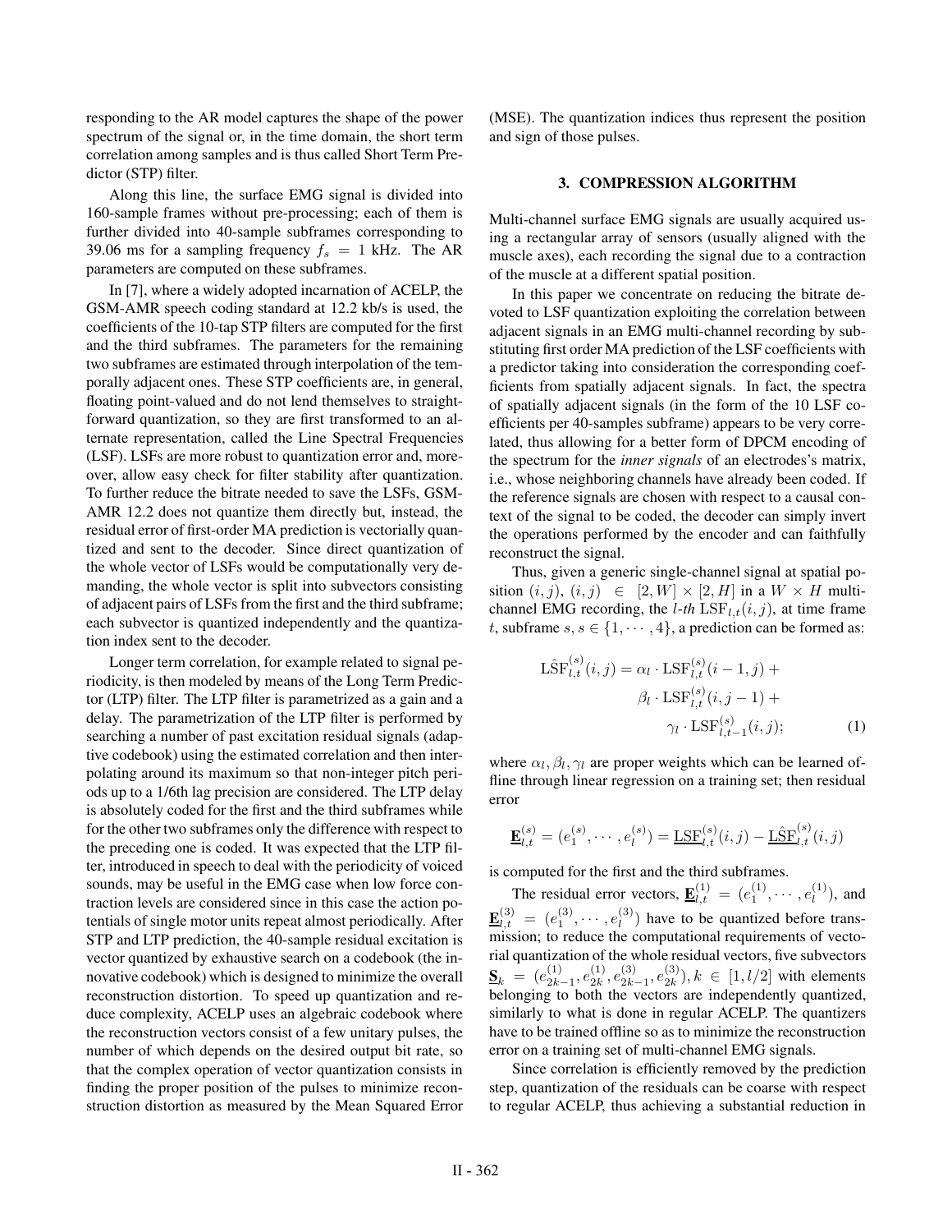responding to the AR model captures the shape of the power spectrum of the signal or, in the time domain, the short term correlation among samples and is thus called Short Term Predictor (STP) filter.

Along this line, the surface EMG signal is divided into 160-sample frames without pre-processing; each of them is further divided into 40-sample subframes corresponding to 39.06 ms for a sampling frequency $f_s = 1$ kHz. The AR parameters are computed on these subframes.

In [7], where a widely adopted incarnation of ACELP, the GSM-AMR speech coding standard at 12.2 kb/s is used, the coefficients of the 10-tap STP filters are computed for the first and the third subframes. The parameters for the remaining two subframes are estimated through interpolation of the temporally adjacent ones. These STP coefficients are, in general, floating point-valued and do not lend themselves to straightforward quantization, so they are first transformed to an alternate representation, called the Line Spectral Frequencies (LSF). LSFs are more robust to quantization error and, moreover, allow easy check for filter stability after quantization. To further reduce the bitrate needed to save the LSFs, GSM-AMR 12.2 does not quantize them directly but, instead, the residual error of first-order MA prediction is vectorially quantized and sent to the decoder. Since direct quantization of the whole vector of LSFs would be computationally very demanding, the whole vector is split into subvectors consisting of adjacent pairs of LSFs from the first and the third subframe; each subvector is quantized independently and the quantization index sent to the decoder.

Longer term correlation, for example related to signal periodicity, is then modeled by means of the Long Term Predictor (LTP) filter. The LTP filter is parametrized as a gain and a delay. The parametrization of the LTP filter is performed by searching a number of past excitation residual signals (adaptive codebook) using the estimated correlation and then interpolating around its maximum so that non-integer pitch periods up to a 1/6th lag precision are considered. The LTP delay is absolutely coded for the first and the third subframes while for the other two subframes only the difference with respect to the preceding one is coded. It was expected that the LTP filter, introduced in speech to deal with the periodicity of voiced sounds, may be useful in the EMG case when low force contraction levels are considered since in this case the action potentials of single motor units repeat almost periodically. After STP and LTP prediction, the 40-sample residual excitation is vector quantized by exhaustive search on a codebook (the innovative codebook) which is designed to minimize the overall reconstruction distortion. To speed up quantization and reduce complexity, ACELP uses an algebraic codebook where the reconstruction vectors consist of a few unitary pulses, the number of which depends on the desired output bit rate, so that the complex operation of vector quantization consists in finding the proper position of the pulses to minimize reconstruction distortion as measured by the Mean Squared Error (MSE). The quantization indices thus represent the position and sign of those pulses.

### 3. COMPRESSION ALGORITHM

Multi-channel surface EMG signals are usually acquired using a rectangular array of sensors (usually aligned with the muscle axes), each recording the signal due to a contraction of the muscle at a different spatial position.

In this paper we concentrate on reducing the bitrate devoted to LSF quantization exploiting the correlation between adjacent signals in an EMG multi-channel recording by substituting first order MA prediction of the LSF coefficients with a predictor taking into consideration the corresponding coefficients from spatially adjacent signals. In fact, the spectra of spatially adjacent signals (in the form of the 10 LSF coefficients per 40-samples subframe) appears to be very correlated, thus allowing for a better form of DPCM encoding of the spectrum for the *inner signals* of an electrodes's matrix, i.e., whose neighboring channels have already been coded. If the reference signals are chosen with respect to a causal context of the signal to be coded, the decoder can simply invert the operations performed by the encoder and can faithfully reconstruct the signal.

Thus, given a generic single-channel signal at spatial position $(i, j)$, $(i, j) \in [2, W] \times [2, H]$ in a $W \times H$ multi-channel EMG recording, the *l-th* $\mathrm{LSF}_{l,t}(i, j)$, at time frame $t$, subframe $s$, $s \in \{1, \cdots, 4\}$, a prediction can be formed as:

$$
\begin{aligned}
\mathrm{L\hat{S}F}^{(s)}_{l,t}(i,j) = \alpha_l \cdot \mathrm{LSF}^{(s)}_{l,t}(i-1,j) + \\
\beta_l \cdot \mathrm{LSF}^{(s)}_{l,t}(i,j-1) + \\
\gamma_l \cdot \mathrm{LSF}^{(s)}_{l,t-1}(i,j); \qquad (1)
\end{aligned}
$$

where $\alpha_l, \beta_l, \gamma_l$ are proper weights which can be learned offline through linear regression on a training set; then residual error

$$
\underline{\mathbf{E}}^{(s)}_{l,t} = (e^{(s)}_1, \cdots, e^{(s)}_l) = \underline{\mathrm{LSF}}^{(s)}_{l,t}(i,j) - \underline{\mathrm{L\hat{S}F}}^{(s)}_{l,t}(i,j)
$$

is computed for the first and the third subframes.

The residual error vectors, $\underline{\mathbf{E}}^{(1)}_{l,t} = (e^{(1)}_1, \cdots, e^{(1)}_l)$, and $\underline{\mathbf{E}}^{(3)}_{l,t} = (e^{(3)}_1, \cdots, e^{(3)}_l)$ have to be quantized before transmission; to reduce the computational requirements of vectorial quantization of the whole residual vectors, five subvectors $\underline{\mathbf{S}}_k = (e^{(1)}_{2k-1}, e^{(1)}_{2k}, e^{(3)}_{2k-1}, e^{(3)}_{2k}), k \in [1, l/2]$ with elements belonging to both the vectors are independently quantized, similarly to what is done in regular ACELP. The quantizers have to be trained offline so as to minimize the reconstruction error on a training set of multi-channel EMG signals.

Since correlation is efficiently removed by the prediction step, quantization of the residuals can be coarse with respect to regular ACELP, thus achieving a substantial reduction in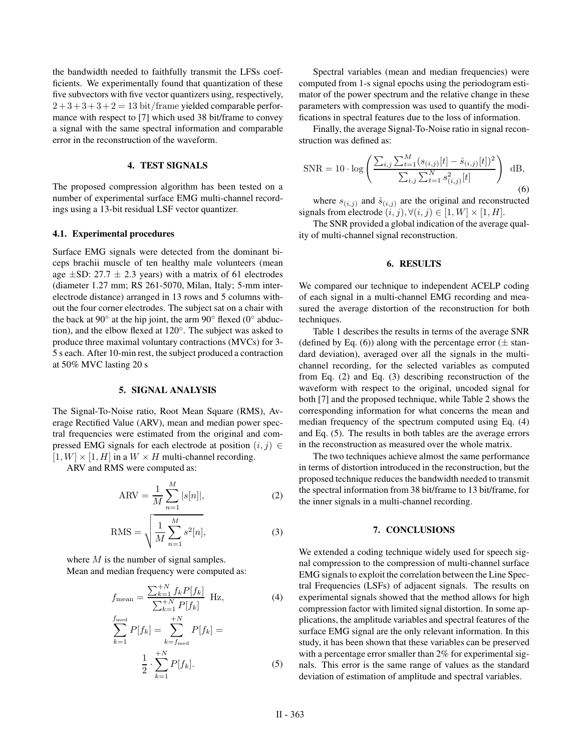the bandwidth needed to faithfully transmit the LFSs coefficients. We experimentally found that quantization of these five subvectors with five vector quantizers using, respectively, $2+3+3+3+2 = 13$ bit/frame yielded comparable performance with respect to [7] which used 38 bit/frame to convey a signal with the same spectral information and comparable error in the reconstruction of the waveform.

## 4. TEST SIGNALS

The proposed compression algorithm has been tested on a number of experimental surface EMG multi-channel recordings using a 13-bit residual LSF vector quantizer.

### 4.1. Experimental procedures

Surface EMG signals were detected from the dominant biceps brachii muscle of ten healthy male volunteers (mean age $\pm$SD: 27.7 $\pm$ 2.3 years) with a matrix of 61 electrodes (diameter 1.27 mm; RS 261-5070, Milan, Italy; 5-mm interelectrode distance) arranged in 13 rows and 5 columns without the four corner electrodes. The subject sat on a chair with the back at 90° at the hip joint, the arm 90° flexed (0° abduction), and the elbow flexed at 120°. The subject was asked to produce three maximal voluntary contractions (MVCs) for 3-5 s each. After 10-min rest, the subject produced a contraction at 50% MVC lasting 20 s

## 5. SIGNAL ANALYSIS

The Signal-To-Noise ratio, Root Mean Square (RMS), Average Rectified Value (ARV), mean and median power spectral frequencies were estimated from the original and compressed EMG signals for each electrode at position $(i, j) \in [1, W] \times [1, H]$ in a $W \times H$ multi-channel recording.

ARV and RMS were computed as:

$$\mathrm{ARV} = \frac{1}{M}\sum_{n=1}^{M}|s[n]|, \tag{2}$$

$$\mathrm{RMS} = \sqrt{\frac{1}{M}\sum_{n=1}^{M}s^2[n]}, \tag{3}$$

where $M$ is the number of signal samples.

Mean and median frequency were computed as:

$$f_{\mathrm{mean}} = \frac{\sum_{k=1}^{+N} f_k P[f_k]}{\sum_{k=1}^{+N} P[f_k]} \ \ \mathrm{Hz}, \tag{4}$$

$$\sum_{k=1}^{f_{\mathrm{med}}} P[f_k] = \sum_{k=f_{\mathrm{med}}}^{+N} P[f_k] = \frac{1}{2}\cdot\sum_{k=1}^{+N} P[f_k]. \tag{5}$$

Spectral variables (mean and median frequencies) were computed from 1-s signal epochs using the periodogram estimator of the power spectrum and the relative change in these parameters with compression was used to quantify the modifications in spectral features due to the loss of information.

Finally, the average Signal-To-Noise ratio in signal reconstruction was defined as:

$$\mathrm{SNR} = 10\cdot\log\left(\frac{\sum_{i,j}\sum_{t=1}^{M}(s_{(i,j)}[t]-\hat{s}_{(i,j)}[t])^2}{\sum_{i,j}\sum_{t=1}^{N}s_{(i,j)}^2[t]}\right) \ \ \mathrm{dB}, \tag{6}$$

where $s_{(i,j)}$ and $\hat{s}_{(i,j)}$ are the original and reconstructed signals from electrode $(i, j), \forall (i, j) \in [1, W] \times [1, H]$.

The SNR provided a global indication of the average quality of multi-channel signal reconstruction.

## 6. RESULTS

We compared our technique to independent ACELP coding of each signal in a multi-channel EMG recording and measured the average distortion of the reconstruction for both techniques.

Table 1 describes the results in terms of the average SNR (defined by Eq. (6)) along with the percentage error ($\pm$ standard deviation), averaged over all the signals in the multi-channel recording, for the selected variables as computed from Eq. (2) and Eq. (3) describing reconstruction of the waveform with respect to the original, uncoded signal for both [7] and the proposed technique, while Table 2 shows the corresponding information for what concerns the mean and median frequency of the spectrum computed using Eq. (4) and Eq. (5). The results in both tables are the average errors in the reconstruction as measured over the whole matrix.

The two techniques achieve almost the same performance in terms of distortion introduced in the reconstruction, but the proposed technique reduces the bandwidth needed to transmit the spectral information from 38 bit/frame to 13 bit/frame, for the inner signals in a multi-channel recording.

## 7. CONCLUSIONS

We extended a coding technique widely used for speech signal compression to the compression of multi-channel surface EMG signals to exploit the correlation between the Line Spectral Frequencies (LSFs) of adjacent signals. The results on experimental signals showed that the method allows for high compression factor with limited signal distortion. In some applications, the amplitude variables and spectral features of the surface EMG signal are the only relevant information. In this study, it has been shown that these variables can be preserved with a percentage error smaller than 2% for experimental signals. This error is the same range of values as the standard deviation of estimation of amplitude and spectral variables.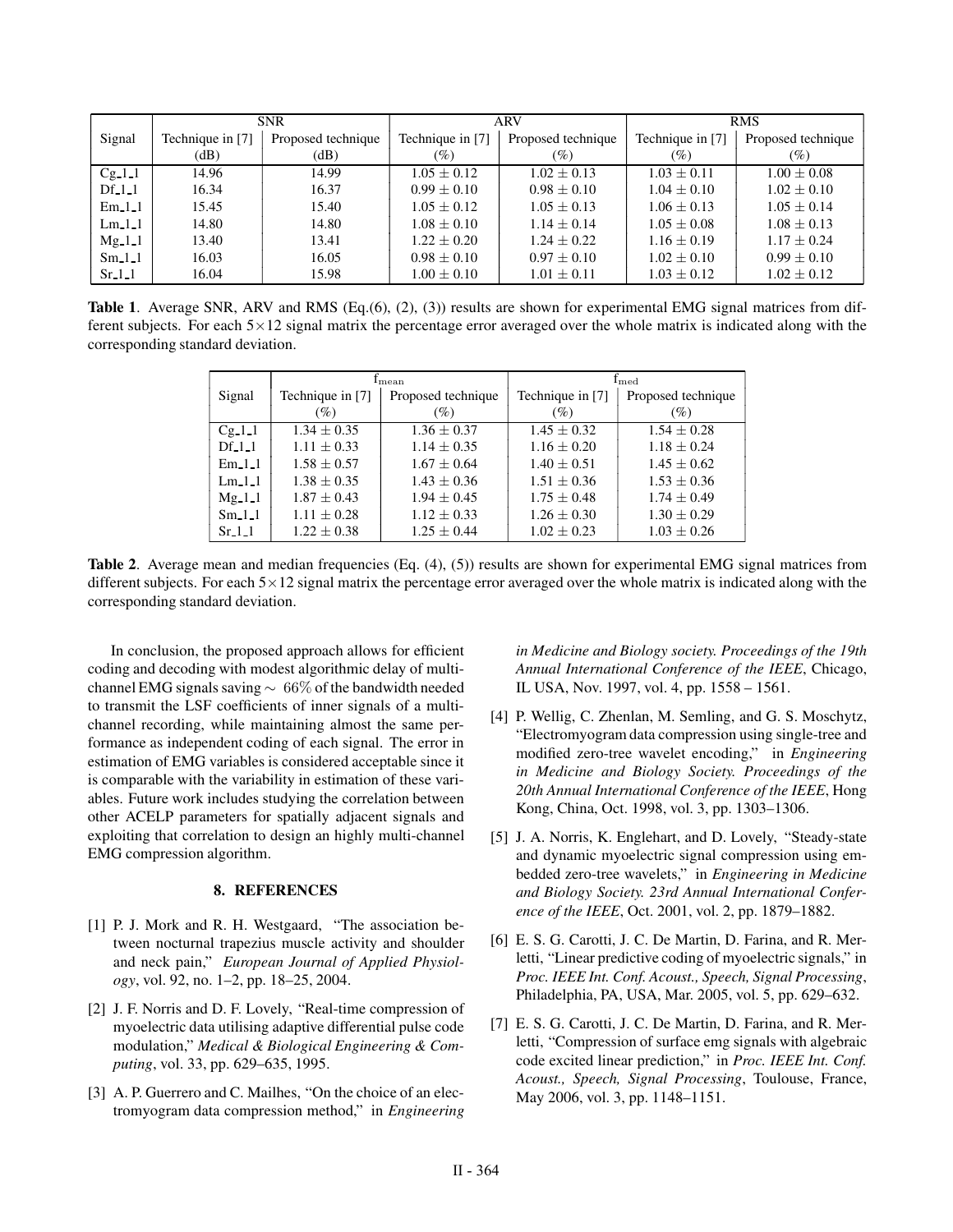| | SNR | | ARV | | RMS | |
|---|---|---|---|---|---|---|
| Signal | Technique in [7] (dB) | Proposed technique (dB) | Technique in [7] (%) | Proposed technique (%) | Technique in [7] (%) | Proposed technique (%) |
| Cg_1_1 | 14.96 | 14.99 | $1.05 \pm 0.12$ | $1.02 \pm 0.13$ | $1.03 \pm 0.11$ | $1.00 \pm 0.08$ |
| Df_1_1 | 16.34 | 16.37 | $0.99 \pm 0.10$ | $0.98 \pm 0.10$ | $1.04 \pm 0.10$ | $1.02 \pm 0.10$ |
| Em_1_1 | 15.45 | 15.40 | $1.05 \pm 0.12$ | $1.05 \pm 0.13$ | $1.06 \pm 0.13$ | $1.05 \pm 0.14$ |
| Lm_1_1 | 14.80 | 14.80 | $1.08 \pm 0.10$ | $1.14 \pm 0.14$ | $1.05 \pm 0.08$ | $1.08 \pm 0.13$ |
| Mg_1_1 | 13.40 | 13.41 | $1.22 \pm 0.20$ | $1.24 \pm 0.22$ | $1.16 \pm 0.19$ | $1.17 \pm 0.24$ |
| Sm_1_1 | 16.03 | 16.05 | $0.98 \pm 0.10$ | $0.97 \pm 0.10$ | $1.02 \pm 0.10$ | $0.99 \pm 0.10$ |
| Sr_1_1 | 16.04 | 15.98 | $1.00 \pm 0.10$ | $1.01 \pm 0.11$ | $1.03 \pm 0.12$ | $1.02 \pm 0.12$ |

**Table 1**. Average SNR, ARV and RMS (Eq.(6), (2), (3)) results are shown for experimental EMG signal matrices from different subjects. For each 5×12 signal matrix the percentage error averaged over the whole matrix is indicated along with the corresponding standard deviation.

| | $f_{mean}$ | | $f_{med}$ | |
|---|---|---|---|---|
| Signal | Technique in [7] (%) | Proposed technique (%) | Technique in [7] (%) | Proposed technique (%) |
| Cg_1_1 | $1.34 \pm 0.35$ | $1.36 \pm 0.37$ | $1.45 \pm 0.32$ | $1.54 \pm 0.28$ |
| Df_1_1 | $1.11 \pm 0.33$ | $1.14 \pm 0.35$ | $1.16 \pm 0.20$ | $1.18 \pm 0.24$ |
| Em_1_1 | $1.58 \pm 0.57$ | $1.67 \pm 0.64$ | $1.40 \pm 0.51$ | $1.45 \pm 0.62$ |
| Lm_1_1 | $1.38 \pm 0.35$ | $1.43 \pm 0.36$ | $1.51 \pm 0.36$ | $1.53 \pm 0.36$ |
| Mg_1_1 | $1.87 \pm 0.43$ | $1.94 \pm 0.45$ | $1.75 \pm 0.48$ | $1.74 \pm 0.49$ |
| Sm_1_1 | $1.11 \pm 0.28$ | $1.12 \pm 0.33$ | $1.26 \pm 0.30$ | $1.30 \pm 0.29$ |
| Sr_1_1 | $1.22 \pm 0.38$ | $1.25 \pm 0.44$ | $1.02 \pm 0.23$ | $1.03 \pm 0.26$ |

**Table 2**. Average mean and median frequencies (Eq. (4), (5)) results are shown for experimental EMG signal matrices from different subjects. For each 5×12 signal matrix the percentage error averaged over the whole matrix is indicated along with the corresponding standard deviation.

In conclusion, the proposed approach allows for efficient coding and decoding with modest algorithmic delay of multi-channel EMG signals saving $\sim 66\%$ of the bandwidth needed to transmit the LSF coefficients of inner signals of a multi-channel recording, while maintaining almost the same performance as independent coding of each signal. The error in estimation of EMG variables is considered acceptable since it is comparable with the variability in estimation of these variables. Future work includes studying the correlation between other ACELP parameters for spatially adjacent signals and exploiting that correlation to design an highly multi-channel EMG compression algorithm.

## 8. REFERENCES

[1] P. J. Mork and R. H. Westgaard, "The association between nocturnal trapezius muscle activity and shoulder and neck pain," *European Journal of Applied Physiology*, vol. 92, no. 1–2, pp. 18–25, 2004.

[2] J. F. Norris and D. F. Lovely, "Real-time compression of myoelectric data utilising adaptive differential pulse code modulation," *Medical & Biological Engineering & Computing*, vol. 33, pp. 629–635, 1995.

[3] A. P. Guerrero and C. Mailhes, "On the choice of an electromyogram data compression method," in *Engineering in Medicine and Biology society. Proceedings of the 19th Annual International Conference of the IEEE*, Chicago, IL USA, Nov. 1997, vol. 4, pp. 1558 – 1561.

[4] P. Wellig, C. Zhenlan, M. Semling, and G. S. Moschytz, "Electromyogram data compression using single-tree and modified zero-tree wavelet encoding," in *Engineering in Medicine and Biology Society. Proceedings of the 20th Annual International Conference of the IEEE*, Hong Kong, China, Oct. 1998, vol. 3, pp. 1303–1306.

[5] J. A. Norris, K. Englehart, and D. Lovely, "Steady-state and dynamic myoelectric signal compression using embedded zero-tree wavelets," in *Engineering in Medicine and Biology Society. 23rd Annual International Conference of the IEEE*, Oct. 2001, vol. 2, pp. 1879–1882.

[6] E. S. G. Carotti, J. C. De Martin, D. Farina, and R. Merletti, "Linear predictive coding of myoelectric signals," in *Proc. IEEE Int. Conf. Acoust., Speech, Signal Processing*, Philadelphia, PA, USA, Mar. 2005, vol. 5, pp. 629–632.

[7] E. S. G. Carotti, J. C. De Martin, D. Farina, and R. Merletti, "Compression of surface emg signals with algebraic code excited linear prediction," in *Proc. IEEE Int. Conf. Acoust., Speech, Signal Processing*, Toulouse, France, May 2006, vol. 3, pp. 1148–1151.